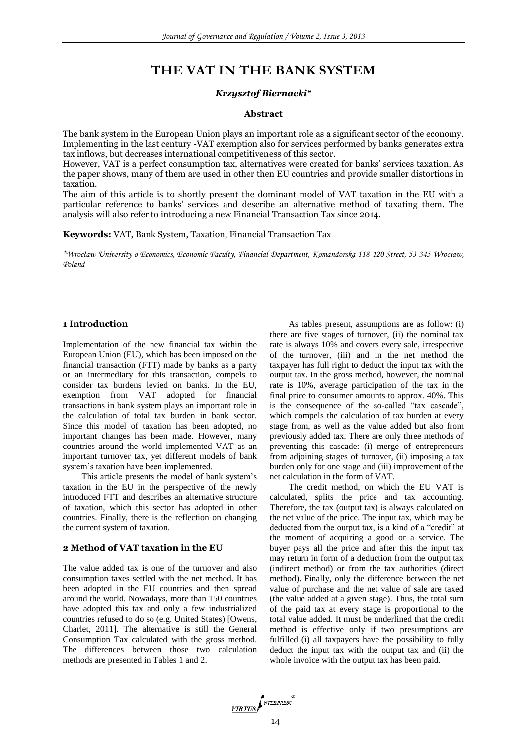# THE VAT IN THE BANK SYSTEM

***Krzysztof Biernacki****

### Abstract

The bank system in the European Union plays an important role as a significant sector of the economy. Implementing in the last century -VAT exemption also for services performed by banks generates extra tax inflows, but decreases international competitiveness of this sector.

However, VAT is a perfect consumption tax, alternatives were created for banks' services taxation. As the paper shows, many of them are used in other then EU countries and provide smaller distortions in taxation.

The aim of this article is to shortly present the dominant model of VAT taxation in the EU with a particular reference to banks' services and describe an alternative method of taxating them. The analysis will also refer to introducing a new Financial Transaction Tax since 2014.

**Keywords:** VAT, Bank System, Taxation, Financial Transaction Tax

**Wrocław University o Economics, Economic Faculty, Financial Department, Komandorska 118-120 Street, 53-345 Wrocław, Poland*

## 1 Introduction

Implementation of the new financial tax within the European Union (EU), which has been imposed on the financial transaction (FTT) made by banks as a party or an intermediary for this transaction, compels to consider tax burdens levied on banks. In the EU, exemption from VAT adopted for financial transactions in bank system plays an important role in the calculation of total tax burden in bank sector. Since this model of taxation has been adopted, no important changes has been made. However, many countries around the world implemented VAT as an important turnover tax, yet different models of bank system's taxation have been implemented.

This article presents the model of bank system's taxation in the EU in the perspective of the newly introduced FTT and describes an alternative structure of taxation, which this sector has adopted in other countries. Finally, there is the reflection on changing the current system of taxation.

## 2 Method of VAT taxation in the EU

The value added tax is one of the turnover and also consumption taxes settled with the net method. It has been adopted in the EU countries and then spread around the world. Nowadays, more than 150 countries have adopted this tax and only a few industrialized countries refused to do so (e.g. United States) [Owens, Charlet, 2011]. The alternative is still the General Consumption Tax calculated with the gross method. The differences between those two calculation methods are presented in Tables 1 and 2.

As tables present, assumptions are as follow: (i) there are five stages of turnover, (ii) the nominal tax rate is always 10% and covers every sale, irrespective of the turnover, (iii) and in the net method the taxpayer has full right to deduct the input tax with the output tax. In the gross method, however, the nominal rate is 10%, average participation of the tax in the final price to consumer amounts to approx. 40%. This is the consequence of the so-called "tax cascade", which compels the calculation of tax burden at every stage from, as well as the value added but also from previously added tax. There are only three methods of preventing this cascade: (i) merge of entrepreneurs from adjoining stages of turnover, (ii) imposing a tax burden only for one stage and (iii) improvement of the net calculation in the form of VAT.

The credit method, on which the EU VAT is calculated, splits the price and tax accounting. Therefore, the tax (output tax) is always calculated on the net value of the price. The input tax, which may be deducted from the output tax, is a kind of a "credit" at the moment of acquiring a good or a service. The buyer pays all the price and after this the input tax may return in form of a deduction from the output tax (indirect method) or from the tax authorities (direct method). Finally, only the difference between the net value of purchase and the net value of sale are taxed (the value added at a given stage). Thus, the total sum of the paid tax at every stage is proportional to the total value added. It must be underlined that the credit method is effective only if two presumptions are fulfilled (i) all taxpayers have the possibility to fully deduct the input tax with the output tax and (ii) the whole invoice with the output tax has been paid.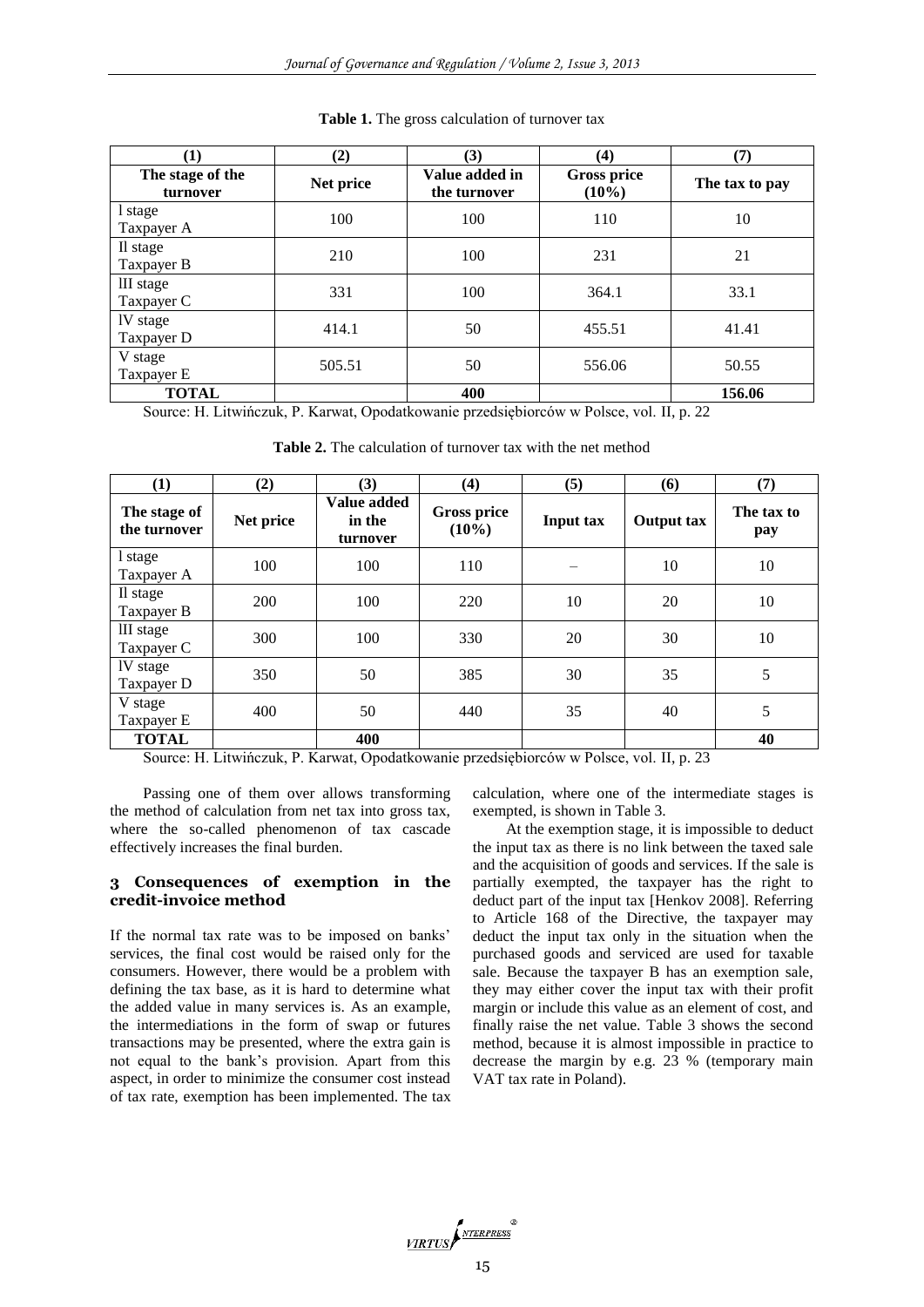**Table 1.** The gross calculation of turnover tax

| (1) | (2) | (3) | (4) | (7) |
|---|---|---|---|---|
| **The stage of the turnover** | **Net price** | **Value added in the turnover** | **Gross price (10%)** | **The tax to pay** |
| I stage Taxpayer A | 100 | 100 | 110 | 10 |
| II stage Taxpayer B | 210 | 100 | 231 | 21 |
| III stage Taxpayer C | 331 | 100 | 364.1 | 33.1 |
| IV stage Taxpayer D | 414.1 | 50 | 455.51 | 41.41 |
| V stage Taxpayer E | 505.51 | 50 | 556.06 | 50.55 |
| **TOTAL** | | **400** | | **156.06** |

Source: H. Litwińczuk, P. Karwat, Opodatkowanie przedsiębiorców w Polsce, vol. II, p. 22

**Table 2.** The calculation of turnover tax with the net method

| (1) | (2) | (3) | (4) | (5) | (6) | (7) |
|---|---|---|---|---|---|---|
| **The stage of the turnover** | **Net price** | **Value added in the turnover** | **Gross price (10%)** | **Input tax** | **Output tax** | **The tax to pay** |
| I stage Taxpayer A | 100 | 100 | 110 | – | 10 | 10 |
| II stage Taxpayer B | 200 | 100 | 220 | 10 | 20 | 10 |
| III stage Taxpayer C | 300 | 100 | 330 | 20 | 30 | 10 |
| IV stage Taxpayer D | 350 | 50 | 385 | 30 | 35 | 5 |
| V stage Taxpayer E | 400 | 50 | 440 | 35 | 40 | 5 |
| **TOTAL** | | **400** | | | | **40** |

Source: H. Litwińczuk, P. Karwat, Opodatkowanie przedsiębiorców w Polsce, vol. II, p. 23

Passing one of them over allows transforming the method of calculation from net tax into gross tax, where the so-called phenomenon of tax cascade effectively increases the final burden.

## 3 Consequences of exemption in the credit-invoice method

If the normal tax rate was to be imposed on banks' services, the final cost would be raised only for the consumers. However, there would be a problem with defining the tax base, as it is hard to determine what the added value in many services is. As an example, the intermediations in the form of swap or futures transactions may be presented, where the extra gain is not equal to the bank's provision. Apart from this aspect, in order to minimize the consumer cost instead of tax rate, exemption has been implemented. The tax calculation, where one of the intermediate stages is exempted, is shown in Table 3.

At the exemption stage, it is impossible to deduct the input tax as there is no link between the taxed sale and the acquisition of goods and services. If the sale is partially exempted, the taxpayer has the right to deduct part of the input tax [Henkov 2008]. Referring to Article 168 of the Directive, the taxpayer may deduct the input tax only in the situation when the purchased goods and serviced are used for taxable sale. Because the taxpayer B has an exemption sale, they may either cover the input tax with their profit margin or include this value as an element of cost, and finally raise the net value. Table 3 shows the second method, because it is almost impossible in practice to decrease the margin by e.g. 23 % (temporary main VAT tax rate in Poland).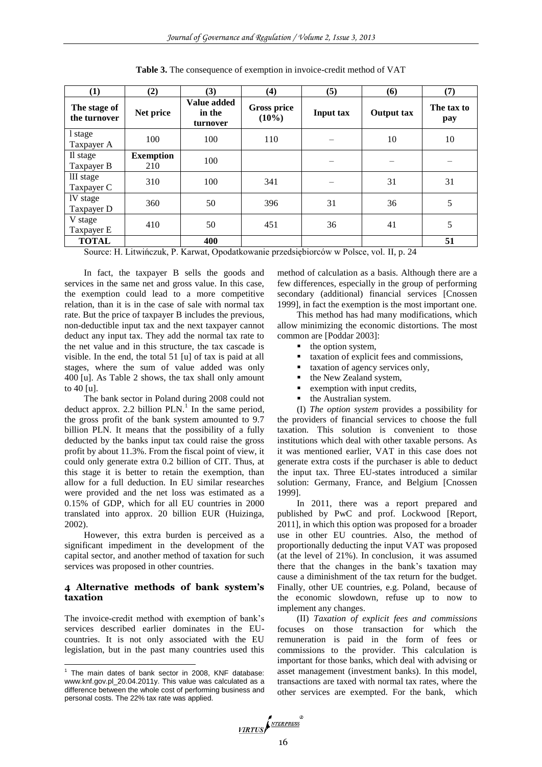**Table 3.** The consequence of exemption in invoice-credit method of VAT

| (1) | (2) | (3) | (4) | (5) | (6) | (7) |
|---|---|---|---|---|---|---|
| **The stage of the turnover** | **Net price** | **Value added in the turnover** | **Gross price (10%)** | **Input tax** | **Output tax** | **The tax to pay** |
| I stage Taxpayer A | 100 | 100 | 110 | – | 10 | 10 |
| II stage Taxpayer B | **Exemption** 210 | 100 | | – | – | – |
| III stage Taxpayer C | 310 | 100 | 341 | – | 31 | 31 |
| IV stage Taxpayer D | 360 | 50 | 396 | 31 | 36 | 5 |
| V stage Taxpayer E | 410 | 50 | 451 | 36 | 41 | 5 |
| **TOTAL** | | **400** | | | | **51** |

Source: H. Litwińczuk, P. Karwat, Opodatkowanie przedsiębiorców w Polsce, vol. II, p. 24

In fact, the taxpayer B sells the goods and services in the same net and gross value. In this case, the exemption could lead to a more competitive relation, than it is in the case of sale with normal tax rate. But the price of taxpayer B includes the previous, non-deductible input tax and the next taxpayer cannot deduct any input tax. They add the normal tax rate to the net value and in this structure, the tax cascade is visible. In the end, the total 51 [u] of tax is paid at all stages, where the sum of value added was only 400 [u]. As Table 2 shows, the tax shall only amount to 40 [u].

The bank sector in Poland during 2008 could not deduct approx. 2.2 billion PLN.[1] In the same period, the gross profit of the bank system amounted to 9.7 billion PLN. It means that the possibility of a fully deducted by the banks input tax could raise the gross profit by about 11.3%. From the fiscal point of view, it could only generate extra 0.2 billion of CIT. Thus, at this stage it is better to retain the exemption, than allow for a full deduction. In EU similar researches were provided and the net loss was estimated as a 0.15% of GDP, which for all EU countries in 2000 translated into approx. 20 billion EUR (Huizinga, 2002).

However, this extra burden is perceived as a significant impediment in the development of the capital sector, and another method of taxation for such services was proposed in other countries.

## 4 Alternative methods of bank system's taxation

The invoice-credit method with exemption of bank's services described earlier dominates in the EU-countries. It is not only associated with the EU legislation, but in the past many countries used this method of calculation as a basis. Although there are a few differences, especially in the group of performing secondary (additional) financial services [Cnossen 1999], in fact the exemption is the most important one.

This method has had many modifications, which allow minimizing the economic distortions. The most common are [Poddar 2003]:

- the option system,
- taxation of explicit fees and commissions,
- taxation of agency services only,
- the New Zealand system,
- exemption with input credits,
- the Australian system.

(I) *The option system* provides a possibility for the providers of financial services to choose the full taxation. This solution is convenient to those institutions which deal with other taxable persons. As it was mentioned earlier, VAT in this case does not generate extra costs if the purchaser is able to deduct the input tax. Three EU-states introduced a similar solution: Germany, France, and Belgium [Cnossen 1999].

In 2011, there was a report prepared and published by PwC and prof. Lockwood [Report, 2011], in which this option was proposed for a broader use in other EU countries. Also, the method of proportionally deducting the input VAT was proposed (at the level of 21%). In conclusion, it was assumed there that the changes in the bank's taxation may cause a diminishment of the tax return for the budget. Finally, other UE countries, e.g. Poland, because of the economic slowdown, refuse up to now to implement any changes.

(II) *Taxation of explicit fees and commissions* focuses on those transaction for which the remuneration is paid in the form of fees or commissions to the provider. This calculation is important for those banks, which deal with advising or asset management (investment banks). In this model, transactions are taxed with normal tax rates, where the other services are exempted. For the bank, which

[1] The main dates of bank sector in 2008, KNF database: www.knf.gov.pl_20.04.2011y. This value was calculated as a difference between the whole cost of performing business and personal costs. The 22% tax rate was applied.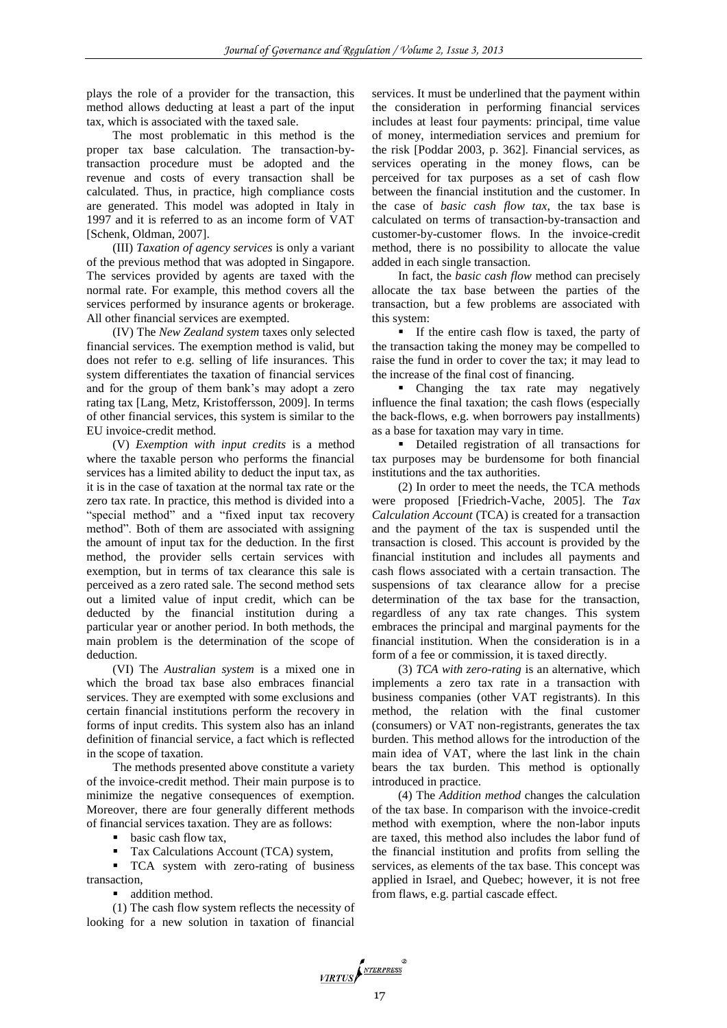plays the role of a provider for the transaction, this method allows deducting at least a part of the input tax, which is associated with the taxed sale.

The most problematic in this method is the proper tax base calculation. The transaction-by-transaction procedure must be adopted and the revenue and costs of every transaction shall be calculated. Thus, in practice, high compliance costs are generated. This model was adopted in Italy in 1997 and it is referred to as an income form of VAT [Schenk, Oldman, 2007].

(III) *Taxation of agency services* is only a variant of the previous method that was adopted in Singapore. The services provided by agents are taxed with the normal rate. For example, this method covers all the services performed by insurance agents or brokerage. All other financial services are exempted.

(IV) The *New Zealand system* taxes only selected financial services. The exemption method is valid, but does not refer to e.g. selling of life insurances. This system differentiates the taxation of financial services and for the group of them bank's may adopt a zero rating tax [Lang, Metz, Kristoffersson, 2009]. In terms of other financial services, this system is similar to the EU invoice-credit method.

(V) *Exemption with input credits* is a method where the taxable person who performs the financial services has a limited ability to deduct the input tax, as it is in the case of taxation at the normal tax rate or the zero tax rate. In practice, this method is divided into a "special method" and a "fixed input tax recovery method". Both of them are associated with assigning the amount of input tax for the deduction. In the first method, the provider sells certain services with exemption, but in terms of tax clearance this sale is perceived as a zero rated sale. The second method sets out a limited value of input credit, which can be deducted by the financial institution during a particular year or another period. In both methods, the main problem is the determination of the scope of deduction.

(VI) The *Australian system* is a mixed one in which the broad tax base also embraces financial services. They are exempted with some exclusions and certain financial institutions perform the recovery in forms of input credits. This system also has an inland definition of financial service, a fact which is reflected in the scope of taxation.

The methods presented above constitute a variety of the invoice-credit method. Their main purpose is to minimize the negative consequences of exemption. Moreover, there are four generally different methods of financial services taxation. They are as follows:

- basic cash flow tax,
- Tax Calculations Account (TCA) system,
- TCA system with zero-rating of business transaction,
- addition method.

(1) The cash flow system reflects the necessity of looking for a new solution in taxation of financial services. It must be underlined that the payment within the consideration in performing financial services includes at least four payments: principal, time value of money, intermediation services and premium for the risk [Poddar 2003, p. 362]. Financial services, as services operating in the money flows, can be perceived for tax purposes as a set of cash flow between the financial institution and the customer. In the case of *basic cash flow tax*, the tax base is calculated on terms of transaction-by-transaction and customer-by-customer flows. In the invoice-credit method, there is no possibility to allocate the value added in each single transaction.

In fact, the *basic cash flow* method can precisely allocate the tax base between the parties of the transaction, but a few problems are associated with this system:

- If the entire cash flow is taxed, the party of the transaction taking the money may be compelled to raise the fund in order to cover the tax; it may lead to the increase of the final cost of financing.
- Changing the tax rate may negatively influence the final taxation; the cash flows (especially the back-flows, e.g. when borrowers pay installments) as a base for taxation may vary in time.
- Detailed registration of all transactions for tax purposes may be burdensome for both financial institutions and the tax authorities.

(2) In order to meet the needs, the TCA methods were proposed [Friedrich-Vache, 2005]. The *Tax Calculation Account* (TCA) is created for a transaction and the payment of the tax is suspended until the transaction is closed. This account is provided by the financial institution and includes all payments and cash flows associated with a certain transaction. The suspensions of tax clearance allow for a precise determination of the tax base for the transaction, regardless of any tax rate changes. This system embraces the principal and marginal payments for the financial institution. When the consideration is in a form of a fee or commission, it is taxed directly.

(3) *TCA with zero-rating* is an alternative, which implements a zero tax rate in a transaction with business companies (other VAT registrants). In this method, the relation with the final customer (consumers) or VAT non-registrants, generates the tax burden. This method allows for the introduction of the main idea of VAT, where the last link in the chain bears the tax burden. This method is optionally introduced in practice.

(4) The *Addition method* changes the calculation of the tax base. In comparison with the invoice-credit method with exemption, where the non-labor inputs are taxed, this method also includes the labor fund of the financial institution and profits from selling the services, as elements of the tax base. This concept was applied in Israel, and Quebec; however, it is not free from flaws, e.g. partial cascade effect.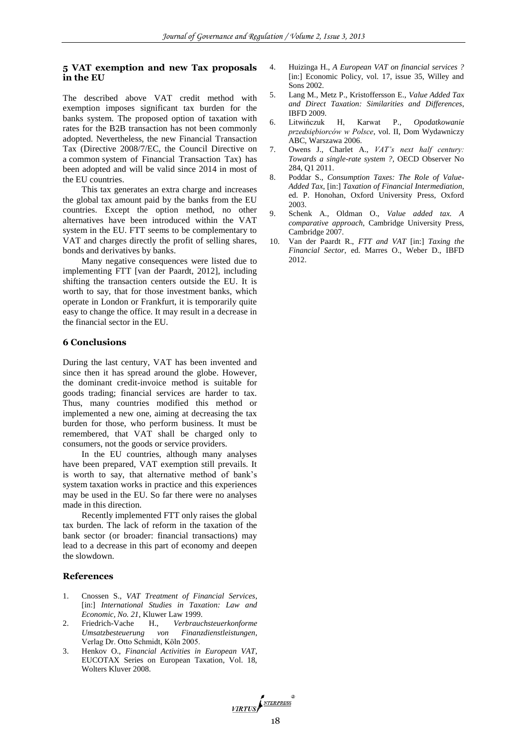## 5 VAT exemption and new Tax proposals in the EU

The described above VAT credit method with exemption imposes significant tax burden for the banks system. The proposed option of taxation with rates for the B2B transaction has not been commonly adopted. Nevertheless, the new Financial Transaction Tax (Directive 2008/7/EC, the Council Directive on a common system of Financial Transaction Tax) has been adopted and will be valid since 2014 in most of the EU countries.

This tax generates an extra charge and increases the global tax amount paid by the banks from the EU countries. Except the option method, no other alternatives have been introduced within the VAT system in the EU. FTT seems to be complementary to VAT and charges directly the profit of selling shares, bonds and derivatives by banks.

Many negative consequences were listed due to implementing FTT [van der Paardt, 2012], including shifting the transaction centers outside the EU. It is worth to say, that for those investment banks, which operate in London or Frankfurt, it is temporarily quite easy to change the office. It may result in a decrease in the financial sector in the EU.

## 6 Conclusions

During the last century, VAT has been invented and since then it has spread around the globe. However, the dominant credit-invoice method is suitable for goods trading; financial services are harder to tax. Thus, many countries modified this method or implemented a new one, aiming at decreasing the tax burden for those, who perform business. It must be remembered, that VAT shall be charged only to consumers, not the goods or service providers.

In the EU countries, although many analyses have been prepared, VAT exemption still prevails. It is worth to say, that alternative method of bank's system taxation works in practice and this experiences may be used in the EU. So far there were no analyses made in this direction.

Recently implemented FTT only raises the global tax burden. The lack of reform in the taxation of the bank sector (or broader: financial transactions) may lead to a decrease in this part of economy and deepen the slowdown.

## References

1. Cnossen S., *VAT Treatment of Financial Services*, [in:] *International Studies in Taxation: Law and Economic, No. 21*, Kluwer Law 1999.
2. Friedrich-Vache H., *Verbrauchsteuerkonforme Umsatzbesteuerung von Finanzdienstleistungen*, Verlag Dr. Otto Schmidt, Köln 2005.
3. Henkov O., *Financial Activities in European VAT*, EUCOTAX Series on European Taxation, Vol. 18, Wolters Kluver 2008.
4. Huizinga H., *A European VAT on financial services ?* [in:] Economic Policy, vol. 17, issue 35, Willey and Sons 2002.
5. Lang M., Metz P., Kristoffersson E., *Value Added Tax and Direct Taxation: Similarities and Differences*, IBFD 2009.
6. Litwińczuk H, Karwat P., *Opodatkowanie przedsiębiorców w Polsce*, vol. II, Dom Wydawniczy ABC, Warszawa 2006.
7. Owens J., Charlet A., *VAT's next half century: Towards a single-rate system ?*, OECD Observer No 284, Q1 2011.
8. Poddar S., *Consumption Taxes: The Role of Value-Added Tax*, [in:] *Taxation of Financial Intermediation*, ed. P. Honohan, Oxford University Press, Oxford 2003.
9. Schenk A., Oldman O., *Value added tax. A comparative approach*, Cambridge University Press, Cambridge 2007.
10. Van der Paardt R., *FTT and VAT* [in:] *Taxing the Financial Sector*, ed. Marres O., Weber D., IBFD 2012.